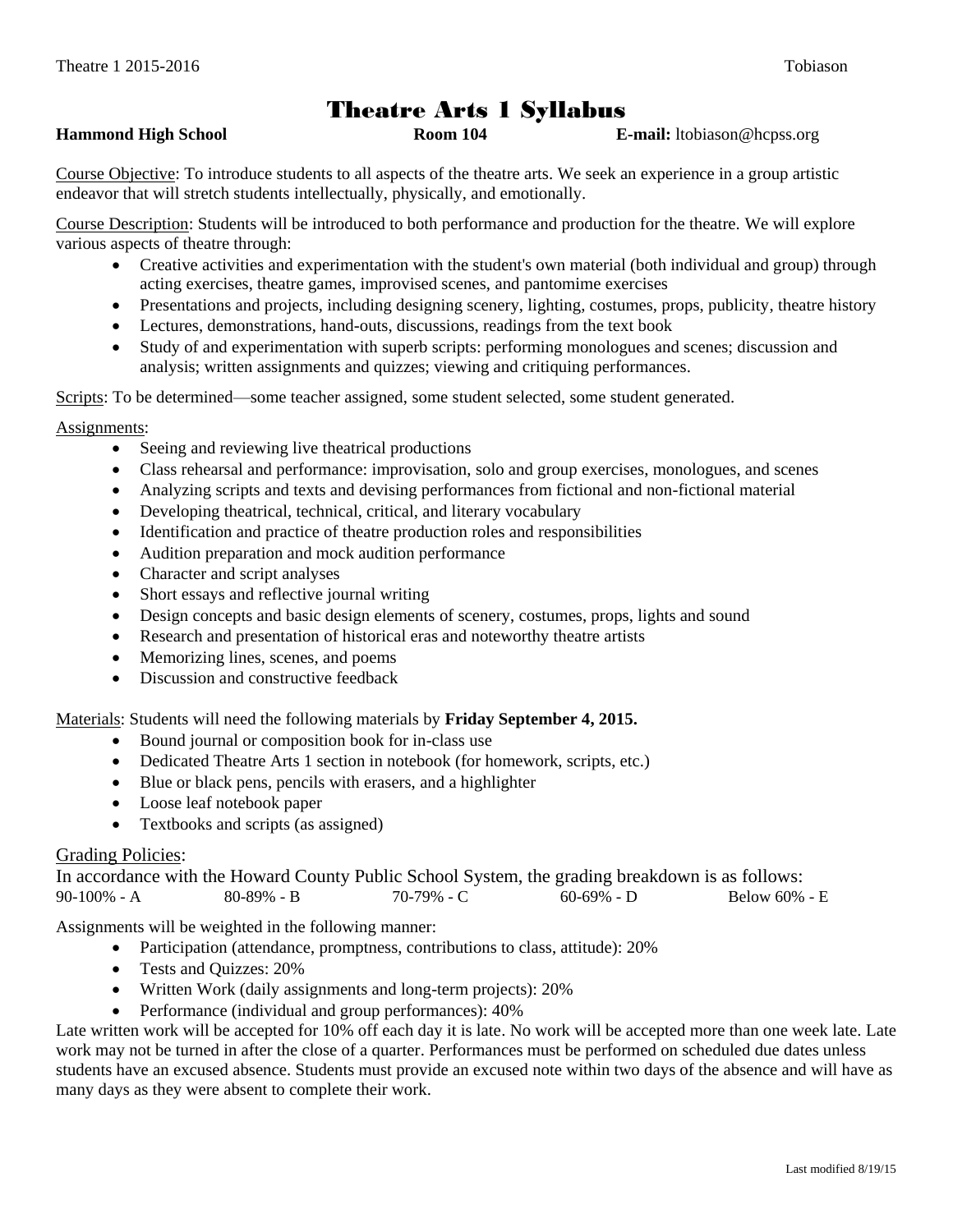# Theatre Arts 1 Syllabus

**Hammond High School** **Room 104** **E-mail:** ltobiason@hcpss.org

Course Objective: To introduce students to all aspects of the theatre arts. We seek an experience in a group artistic endeavor that will stretch students intellectually, physically, and emotionally.

Course Description: Students will be introduced to both performance and production for the theatre. We will explore various aspects of theatre through:

- Creative activities and experimentation with the student's own material (both individual and group) through acting exercises, theatre games, improvised scenes, and pantomime exercises
- Presentations and projects, including designing scenery, lighting, costumes, props, publicity, theatre history
- Lectures, demonstrations, hand-outs, discussions, readings from the text book
- Study of and experimentation with superb scripts: performing monologues and scenes; discussion and analysis; written assignments and quizzes; viewing and critiquing performances.

Scripts: To be determined—some teacher assigned, some student selected, some student generated.

Assignments:

- Seeing and reviewing live theatrical productions
- Class rehearsal and performance: improvisation, solo and group exercises, monologues, and scenes
- Analyzing scripts and texts and devising performances from fictional and non-fictional material
- Developing theatrical, technical, critical, and literary vocabulary
- Identification and practice of theatre production roles and responsibilities
- Audition preparation and mock audition performance
- Character and script analyses
- Short essays and reflective journal writing
- Design concepts and basic design elements of scenery, costumes, props, lights and sound
- Research and presentation of historical eras and noteworthy theatre artists
- Memorizing lines, scenes, and poems
- Discussion and constructive feedback

Materials: Students will need the following materials by **Friday September 4, 2015.**

- Bound journal or composition book for in-class use
- Dedicated Theatre Arts 1 section in notebook (for homework, scripts, etc.)
- Blue or black pens, pencils with erasers, and a highlighter
- Loose leaf notebook paper
- Textbooks and scripts (as assigned)

## Grading Policies:

In accordance with the Howard County Public School System, the grading breakdown is as follows:

90-100% - A    80-89% - B    70-79% - C    60-69% - D    Below 60% - E

Assignments will be weighted in the following manner:

- Participation (attendance, promptness, contributions to class, attitude): 20%
- Tests and Quizzes: 20%
- Written Work (daily assignments and long-term projects): 20%
- Performance (individual and group performances): 40%

Late written work will be accepted for 10% off each day it is late. No work will be accepted more than one week late. Late work may not be turned in after the close of a quarter. Performances must be performed on scheduled due dates unless students have an excused absence. Students must provide an excused note within two days of the absence and will have as many days as they were absent to complete their work.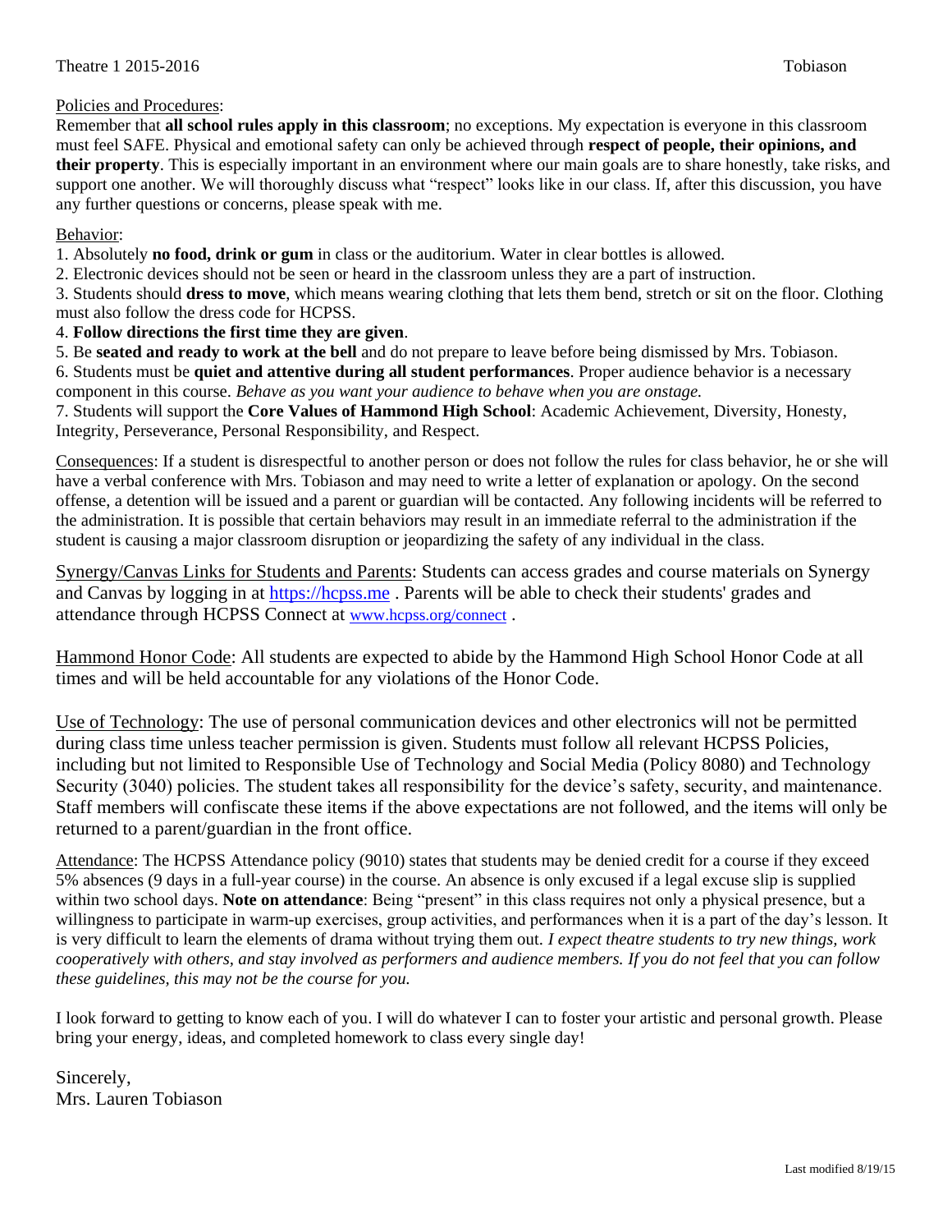Policies and Procedures:

Remember that **all school rules apply in this classroom**; no exceptions. My expectation is everyone in this classroom must feel SAFE. Physical and emotional safety can only be achieved through **respect of people, their opinions, and their property**. This is especially important in an environment where our main goals are to share honestly, take risks, and support one another. We will thoroughly discuss what "respect" looks like in our class. If, after this discussion, you have any further questions or concerns, please speak with me.

Behavior:

1. Absolutely **no food, drink or gum** in class or the auditorium. Water in clear bottles is allowed.
2. Electronic devices should not be seen or heard in the classroom unless they are a part of instruction.
3. Students should **dress to move**, which means wearing clothing that lets them bend, stretch or sit on the floor. Clothing must also follow the dress code for HCPSS.
4. **Follow directions the first time they are given**.
5. Be **seated and ready to work at the bell** and do not prepare to leave before being dismissed by Mrs. Tobiason.
6. Students must be **quiet and attentive during all student performances**. Proper audience behavior is a necessary component in this course. *Behave as you want your audience to behave when you are onstage.*
7. Students will support the **Core Values of Hammond High School**: Academic Achievement, Diversity, Honesty, Integrity, Perseverance, Personal Responsibility, and Respect.

Consequences: If a student is disrespectful to another person or does not follow the rules for class behavior, he or she will have a verbal conference with Mrs. Tobiason and may need to write a letter of explanation or apology. On the second offense, a detention will be issued and a parent or guardian will be contacted. Any following incidents will be referred to the administration. It is possible that certain behaviors may result in an immediate referral to the administration if the student is causing a major classroom disruption or jeopardizing the safety of any individual in the class.

Synergy/Canvas Links for Students and Parents: Students can access grades and course materials on Synergy and Canvas by logging in at https://hcpss.me . Parents will be able to check their students' grades and attendance through HCPSS Connect at www.hcpss.org/connect .

Hammond Honor Code: All students are expected to abide by the Hammond High School Honor Code at all times and will be held accountable for any violations of the Honor Code.

Use of Technology: The use of personal communication devices and other electronics will not be permitted during class time unless teacher permission is given. Students must follow all relevant HCPSS Policies, including but not limited to Responsible Use of Technology and Social Media (Policy 8080) and Technology Security (3040) policies. The student takes all responsibility for the device's safety, security, and maintenance. Staff members will confiscate these items if the above expectations are not followed, and the items will only be returned to a parent/guardian in the front office.

Attendance: The HCPSS Attendance policy (9010) states that students may be denied credit for a course if they exceed 5% absences (9 days in a full-year course) in the course. An absence is only excused if a legal excuse slip is supplied within two school days. **Note on attendance**: Being "present" in this class requires not only a physical presence, but a willingness to participate in warm-up exercises, group activities, and performances when it is a part of the day's lesson. It is very difficult to learn the elements of drama without trying them out. *I expect theatre students to try new things, work cooperatively with others, and stay involved as performers and audience members. If you do not feel that you can follow these guidelines, this may not be the course for you.*

I look forward to getting to know each of you. I will do whatever I can to foster your artistic and personal growth. Please bring your energy, ideas, and completed homework to class every single day!

Sincerely,
Mrs. Lauren Tobiason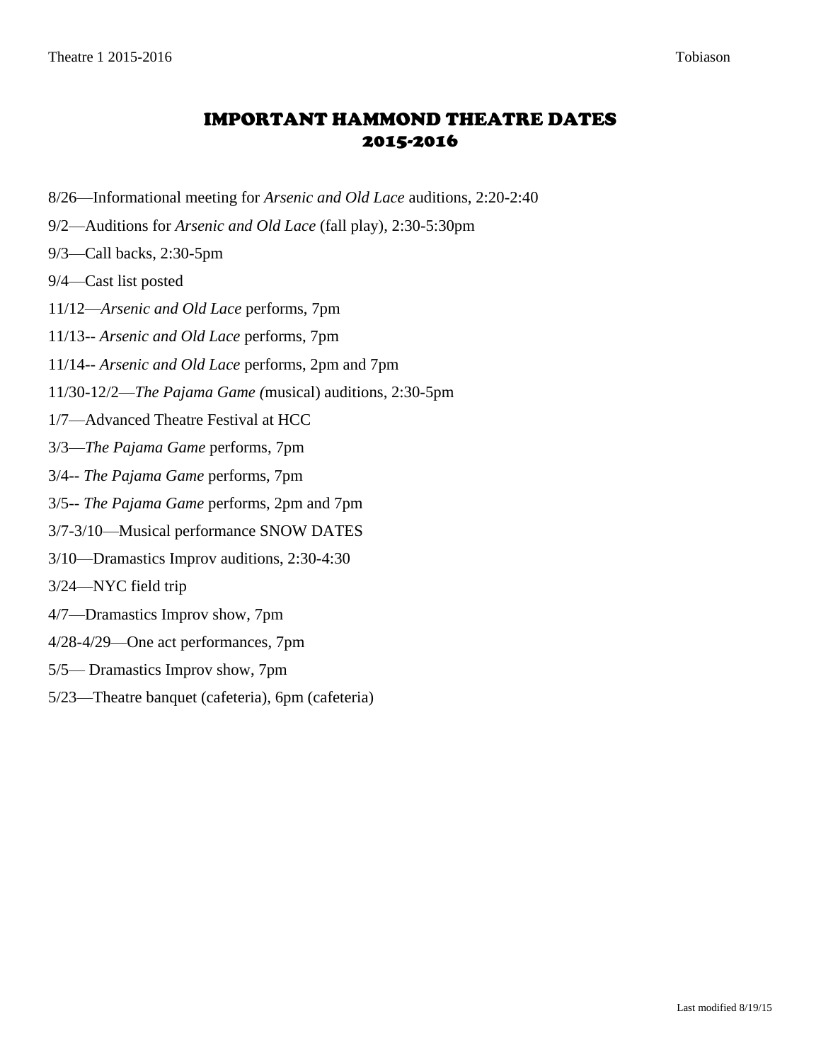# IMPORTANT HAMMOND THEATRE DATES 2015-2016

8/26—Informational meeting for *Arsenic and Old Lace* auditions, 2:20-2:40

9/2—Auditions for *Arsenic and Old Lace* (fall play), 2:30-5:30pm

9/3—Call backs, 2:30-5pm

9/4—Cast list posted

11/12—*Arsenic and Old Lace* performs, 7pm

11/13-- *Arsenic and Old Lace* performs, 7pm

11/14-- *Arsenic and Old Lace* performs, 2pm and 7pm

11/30-12/2—*The Pajama Game (*musical) auditions, 2:30-5pm

1/7—Advanced Theatre Festival at HCC

3/3—*The Pajama Game* performs, 7pm

3/4-- *The Pajama Game* performs, 7pm

3/5-- *The Pajama Game* performs, 2pm and 7pm

3/7-3/10—Musical performance SNOW DATES

3/10—Dramastics Improv auditions, 2:30-4:30

3/24—NYC field trip

4/7—Dramastics Improv show, 7pm

4/28-4/29—One act performances, 7pm

5/5— Dramastics Improv show, 7pm

5/23—Theatre banquet (cafeteria), 6pm (cafeteria)

Last modified 8/19/15